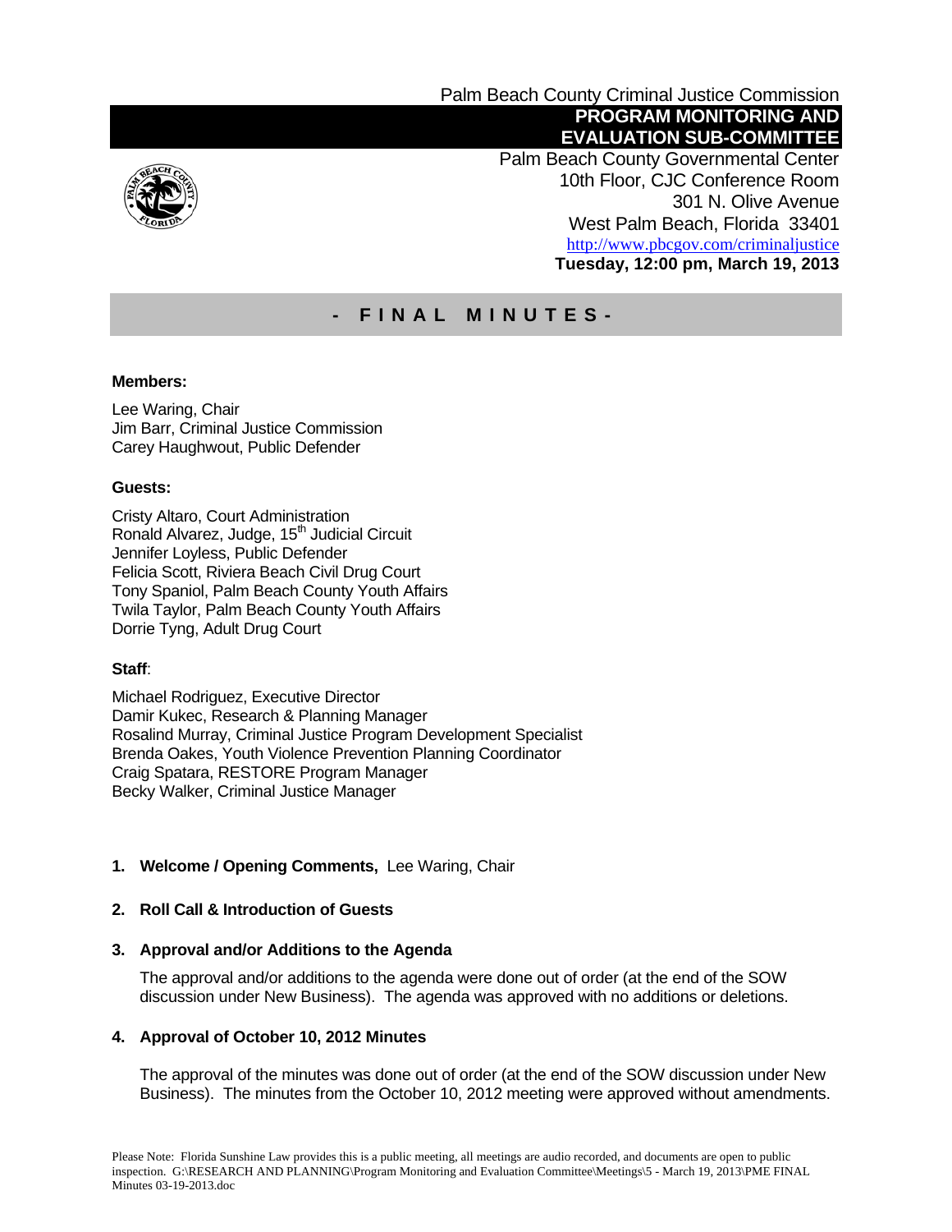Palm Beach County Criminal Justice Commission

# PROGRAM MONITORING AND EVALUATION SUB-COMMITTEE

Palm Beach County Governmental Center
10th Floor, CJC Conference Room
301 N. Olive Avenue
West Palm Beach, Florida 33401
http://www.pbcgov.com/criminaljustice
**Tuesday, 12:00 pm, March 19, 2013**

## - F I N A L  M I N U T E S -

**Members:**

Lee Waring, Chair
Jim Barr, Criminal Justice Commission
Carey Haughwout, Public Defender

**Guests:**

Cristy Altaro, Court Administration
Ronald Alvarez, Judge, 15th Judicial Circuit
Jennifer Loyless, Public Defender
Felicia Scott, Riviera Beach Civil Drug Court
Tony Spaniol, Palm Beach County Youth Affairs
Twila Taylor, Palm Beach County Youth Affairs
Dorrie Tyng, Adult Drug Court

**Staff**:

Michael Rodriguez, Executive Director
Damir Kukec, Research & Planning Manager
Rosalind Murray, Criminal Justice Program Development Specialist
Brenda Oakes, Youth Violence Prevention Planning Coordinator
Craig Spatara, RESTORE Program Manager
Becky Walker, Criminal Justice Manager

**1. Welcome / Opening Comments,** Lee Waring, Chair

**2. Roll Call & Introduction of Guests**

**3. Approval and/or Additions to the Agenda**

The approval and/or additions to the agenda were done out of order (at the end of the SOW discussion under New Business). The agenda was approved with no additions or deletions.

**4. Approval of October 10, 2012 Minutes**

The approval of the minutes was done out of order (at the end of the SOW discussion under New Business). The minutes from the October 10, 2012 meeting were approved without amendments.

Please Note: Florida Sunshine Law provides this is a public meeting, all meetings are audio recorded, and documents are open to public inspection. G:\RESEARCH AND PLANNING\Program Monitoring and Evaluation Committee\Meetings\5 - March 19, 2013\PME FINAL Minutes 03-19-2013.doc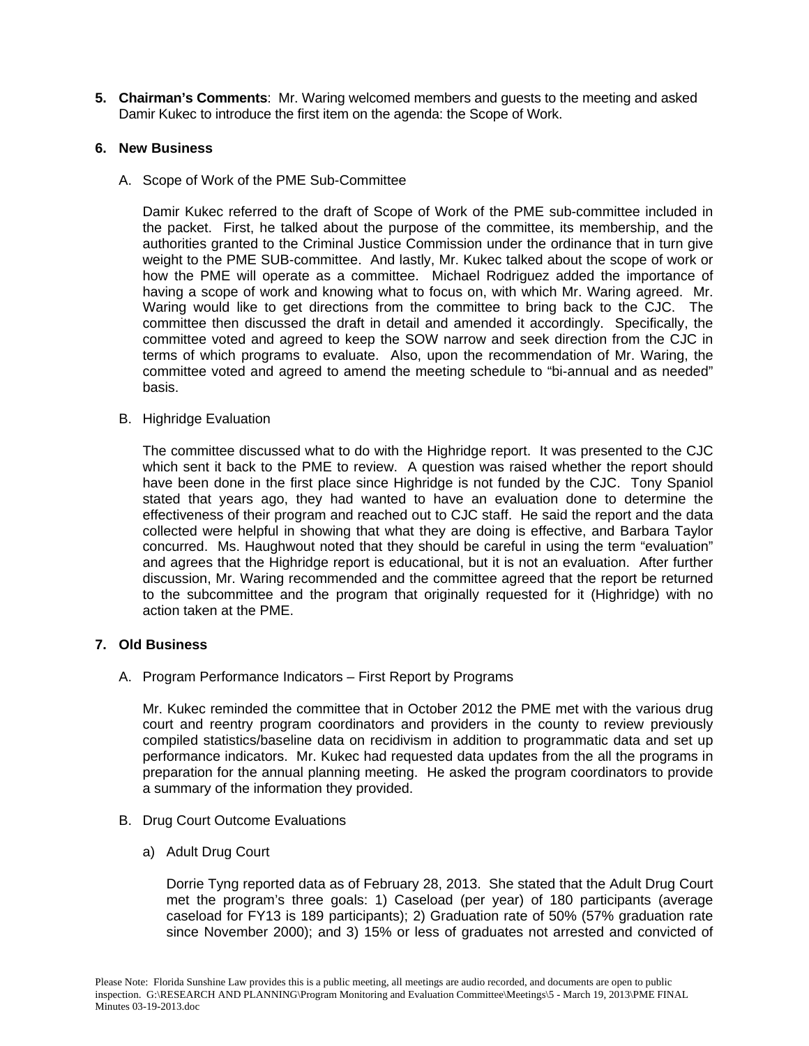5. **Chairman's Comments**: Mr. Waring welcomed members and guests to the meeting and asked Damir Kukec to introduce the first item on the agenda: the Scope of Work.

6. **New Business**

   A. Scope of Work of the PME Sub-Committee

   Damir Kukec referred to the draft of Scope of Work of the PME sub-committee included in the packet. First, he talked about the purpose of the committee, its membership, and the authorities granted to the Criminal Justice Commission under the ordinance that in turn give weight to the PME SUB-committee. And lastly, Mr. Kukec talked about the scope of work or how the PME will operate as a committee. Michael Rodriguez added the importance of having a scope of work and knowing what to focus on, with which Mr. Waring agreed. Mr. Waring would like to get directions from the committee to bring back to the CJC. The committee then discussed the draft in detail and amended it accordingly. Specifically, the committee voted and agreed to keep the SOW narrow and seek direction from the CJC in terms of which programs to evaluate. Also, upon the recommendation of Mr. Waring, the committee voted and agreed to amend the meeting schedule to "bi-annual and as needed" basis.

   B. Highridge Evaluation

   The committee discussed what to do with the Highridge report. It was presented to the CJC which sent it back to the PME to review. A question was raised whether the report should have been done in the first place since Highridge is not funded by the CJC. Tony Spaniol stated that years ago, they had wanted to have an evaluation done to determine the effectiveness of their program and reached out to CJC staff. He said the report and the data collected were helpful in showing that what they are doing is effective, and Barbara Taylor concurred. Ms. Haughwout noted that they should be careful in using the term "evaluation" and agrees that the Highridge report is educational, but it is not an evaluation. After further discussion, Mr. Waring recommended and the committee agreed that the report be returned to the subcommittee and the program that originally requested for it (Highridge) with no action taken at the PME.

7. **Old Business**

   A. Program Performance Indicators – First Report by Programs

   Mr. Kukec reminded the committee that in October 2012 the PME met with the various drug court and reentry program coordinators and providers in the county to review previously compiled statistics/baseline data on recidivism in addition to programmatic data and set up performance indicators. Mr. Kukec had requested data updates from the all the programs in preparation for the annual planning meeting. He asked the program coordinators to provide a summary of the information they provided.

   B. Drug Court Outcome Evaluations

   a) Adult Drug Court

   Dorrie Tyng reported data as of February 28, 2013. She stated that the Adult Drug Court met the program's three goals: 1) Caseload (per year) of 180 participants (average caseload for FY13 is 189 participants); 2) Graduation rate of 50% (57% graduation rate since November 2000); and 3) 15% or less of graduates not arrested and convicted of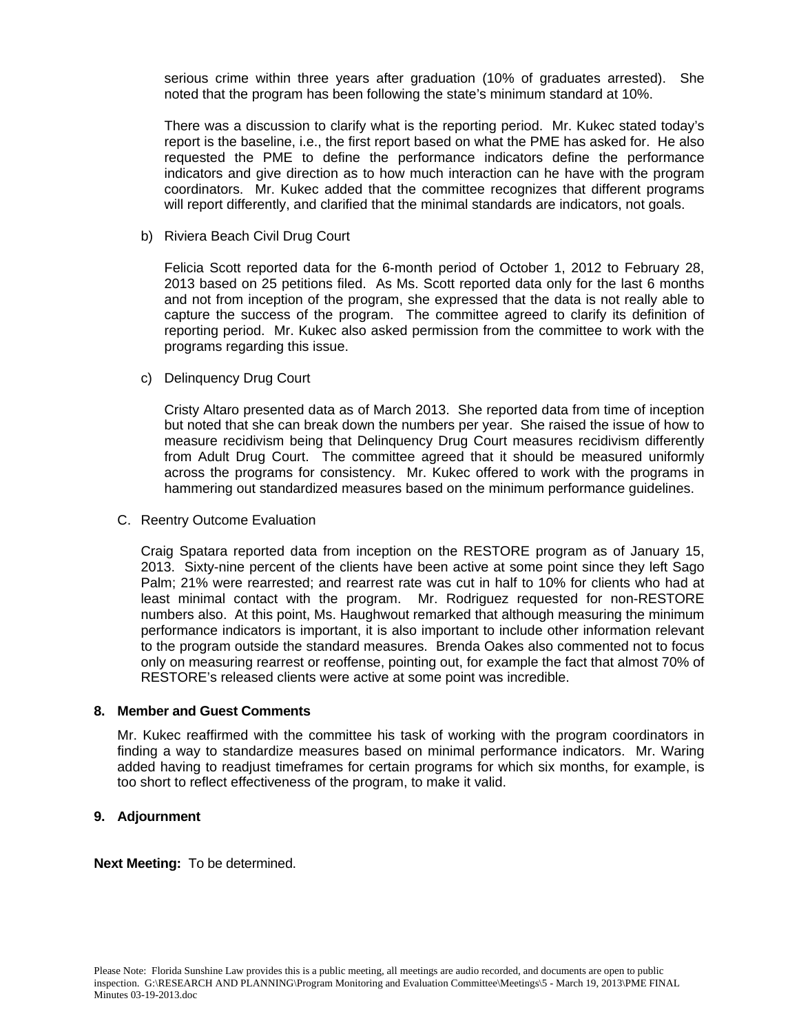serious crime within three years after graduation (10% of graduates arrested). She noted that the program has been following the state's minimum standard at 10%.

There was a discussion to clarify what is the reporting period. Mr. Kukec stated today's report is the baseline, i.e., the first report based on what the PME has asked for. He also requested the PME to define the performance indicators define the performance indicators and give direction as to how much interaction can he have with the program coordinators. Mr. Kukec added that the committee recognizes that different programs will report differently, and clarified that the minimal standards are indicators, not goals.

b) Riviera Beach Civil Drug Court

Felicia Scott reported data for the 6-month period of October 1, 2012 to February 28, 2013 based on 25 petitions filed. As Ms. Scott reported data only for the last 6 months and not from inception of the program, she expressed that the data is not really able to capture the success of the program. The committee agreed to clarify its definition of reporting period. Mr. Kukec also asked permission from the committee to work with the programs regarding this issue.

c) Delinquency Drug Court

Cristy Altaro presented data as of March 2013. She reported data from time of inception but noted that she can break down the numbers per year. She raised the issue of how to measure recidivism being that Delinquency Drug Court measures recidivism differently from Adult Drug Court. The committee agreed that it should be measured uniformly across the programs for consistency. Mr. Kukec offered to work with the programs in hammering out standardized measures based on the minimum performance guidelines.

C. Reentry Outcome Evaluation

Craig Spatara reported data from inception on the RESTORE program as of January 15, 2013. Sixty-nine percent of the clients have been active at some point since they left Sago Palm; 21% were rearrested; and rearrest rate was cut in half to 10% for clients who had at least minimal contact with the program. Mr. Rodriguez requested for non-RESTORE numbers also. At this point, Ms. Haughwout remarked that although measuring the minimum performance indicators is important, it is also important to include other information relevant to the program outside the standard measures. Brenda Oakes also commented not to focus only on measuring rearrest or reoffense, pointing out, for example the fact that almost 70% of RESTORE's released clients were active at some point was incredible.

## 8. Member and Guest Comments

Mr. Kukec reaffirmed with the committee his task of working with the program coordinators in finding a way to standardize measures based on minimal performance indicators. Mr. Waring added having to readjust timeframes for certain programs for which six months, for example, is too short to reflect effectiveness of the program, to make it valid.

## 9. Adjournment

**Next Meeting:** To be determined.

Please Note: Florida Sunshine Law provides this is a public meeting, all meetings are audio recorded, and documents are open to public inspection. G:\RESEARCH AND PLANNING\Program Monitoring and Evaluation Committee\Meetings\5 - March 19, 2013\PME FINAL Minutes 03-19-2013.doc